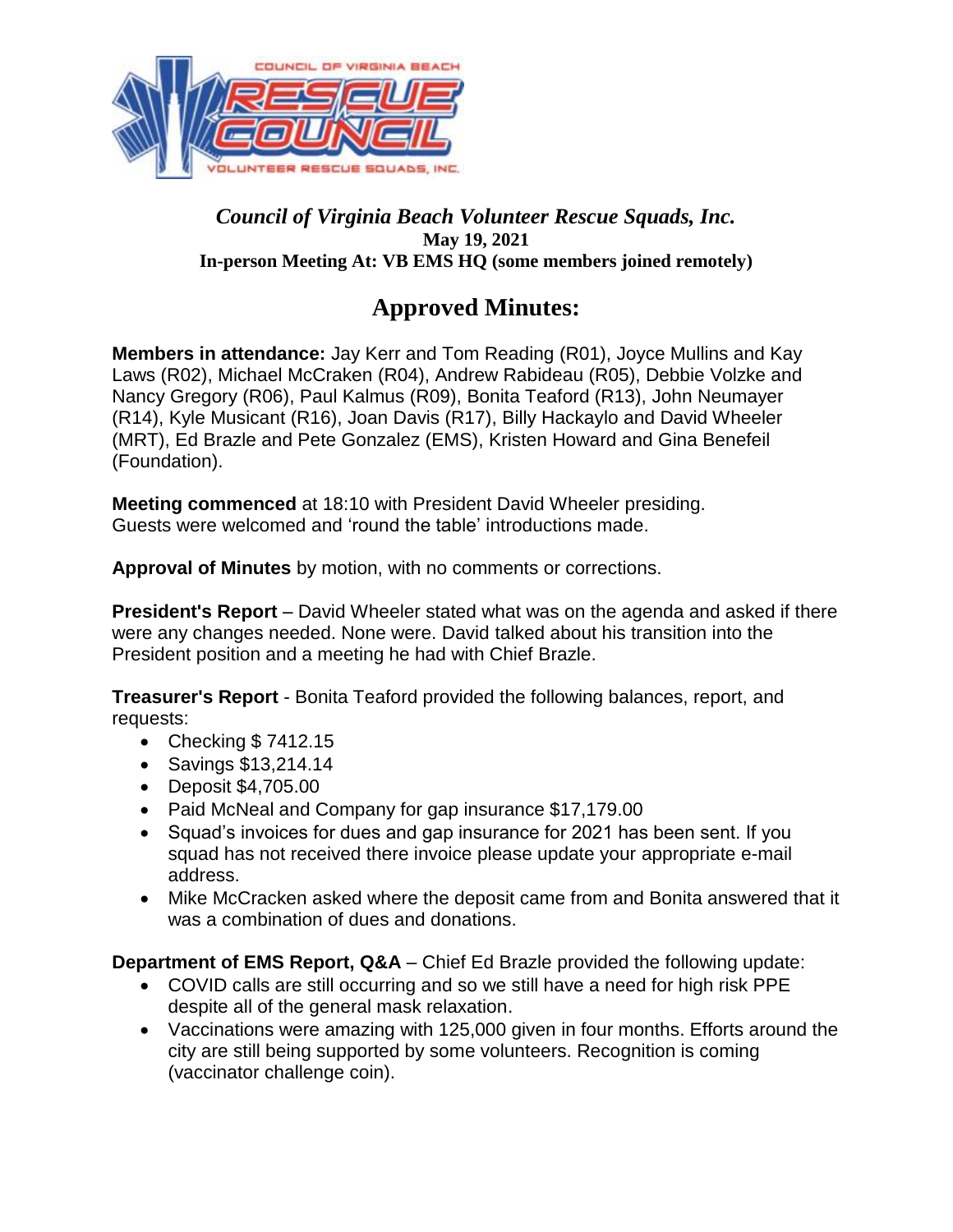# Council of Virginia Beach Volunteer Rescue Squads, Inc.

**May 19, 2021**

**In-person Meeting At: VB EMS HQ (some members joined remotely)**

## Approved Minutes:

**Members in attendance:** Jay Kerr and Tom Reading (R01), Joyce Mullins and Kay Laws (R02), Michael McCraken (R04), Andrew Rabideau (R05), Debbie Volzke and Nancy Gregory (R06), Paul Kalmus (R09), Bonita Teaford (R13), John Neumayer (R14), Kyle Musicant (R16), Joan Davis (R17), Billy Hackaylo and David Wheeler (MRT), Ed Brazle and Pete Gonzalez (EMS), Kristen Howard and Gina Benefeil (Foundation).

**Meeting commenced** at 18:10 with President David Wheeler presiding. Guests were welcomed and 'round the table' introductions made.

**Approval of Minutes** by motion, with no comments or corrections.

**President's Report** – David Wheeler stated what was on the agenda and asked if there were any changes needed. None were. David talked about his transition into the President position and a meeting he had with Chief Brazle.

**Treasurer's Report** - Bonita Teaford provided the following balances, report, and requests:

- Checking $ 7412.15
- Savings $13,214.14
- Deposit $4,705.00
- Paid McNeal and Company for gap insurance $17,179.00
- Squad's invoices for dues and gap insurance for 2021 has been sent. If you squad has not received there invoice please update your appropriate e-mail address.
- Mike McCracken asked where the deposit came from and Bonita answered that it was a combination of dues and donations.

**Department of EMS Report, Q&A** – Chief Ed Brazle provided the following update:

- COVID calls are still occurring and so we still have a need for high risk PPE despite all of the general mask relaxation.
- Vaccinations were amazing with 125,000 given in four months. Efforts around the city are still being supported by some volunteers. Recognition is coming (vaccinator challenge coin).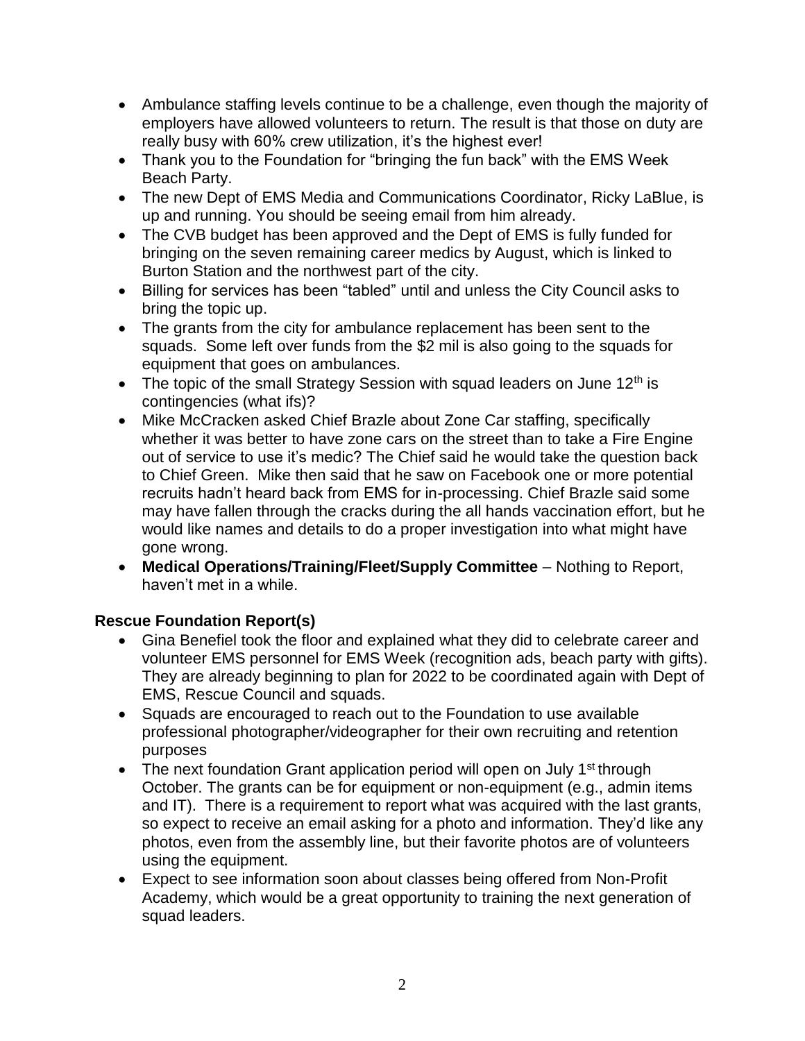- Ambulance staffing levels continue to be a challenge, even though the majority of employers have allowed volunteers to return. The result is that those on duty are really busy with 60% crew utilization, it's the highest ever!
- Thank you to the Foundation for "bringing the fun back" with the EMS Week Beach Party.
- The new Dept of EMS Media and Communications Coordinator, Ricky LaBlue, is up and running. You should be seeing email from him already.
- The CVB budget has been approved and the Dept of EMS is fully funded for bringing on the seven remaining career medics by August, which is linked to Burton Station and the northwest part of the city.
- Billing for services has been "tabled" until and unless the City Council asks to bring the topic up.
- The grants from the city for ambulance replacement has been sent to the squads. Some left over funds from the $2 mil is also going to the squads for equipment that goes on ambulances.
- The topic of the small Strategy Session with squad leaders on June 12th is contingencies (what ifs)?
- Mike McCracken asked Chief Brazle about Zone Car staffing, specifically whether it was better to have zone cars on the street than to take a Fire Engine out of service to use it's medic? The Chief said he would take the question back to Chief Green. Mike then said that he saw on Facebook one or more potential recruits hadn't heard back from EMS for in-processing. Chief Brazle said some may have fallen through the cracks during the all hands vaccination effort, but he would like names and details to do a proper investigation into what might have gone wrong.
- **Medical Operations/Training/Fleet/Supply Committee** – Nothing to Report, haven't met in a while.

**Rescue Foundation Report(s)**

- Gina Benefiel took the floor and explained what they did to celebrate career and volunteer EMS personnel for EMS Week (recognition ads, beach party with gifts). They are already beginning to plan for 2022 to be coordinated again with Dept of EMS, Rescue Council and squads.
- Squads are encouraged to reach out to the Foundation to use available professional photographer/videographer for their own recruiting and retention purposes
- The next foundation Grant application period will open on July 1st through October. The grants can be for equipment or non-equipment (e.g., admin items and IT). There is a requirement to report what was acquired with the last grants, so expect to receive an email asking for a photo and information. They'd like any photos, even from the assembly line, but their favorite photos are of volunteers using the equipment.
- Expect to see information soon about classes being offered from Non-Profit Academy, which would be a great opportunity to training the next generation of squad leaders.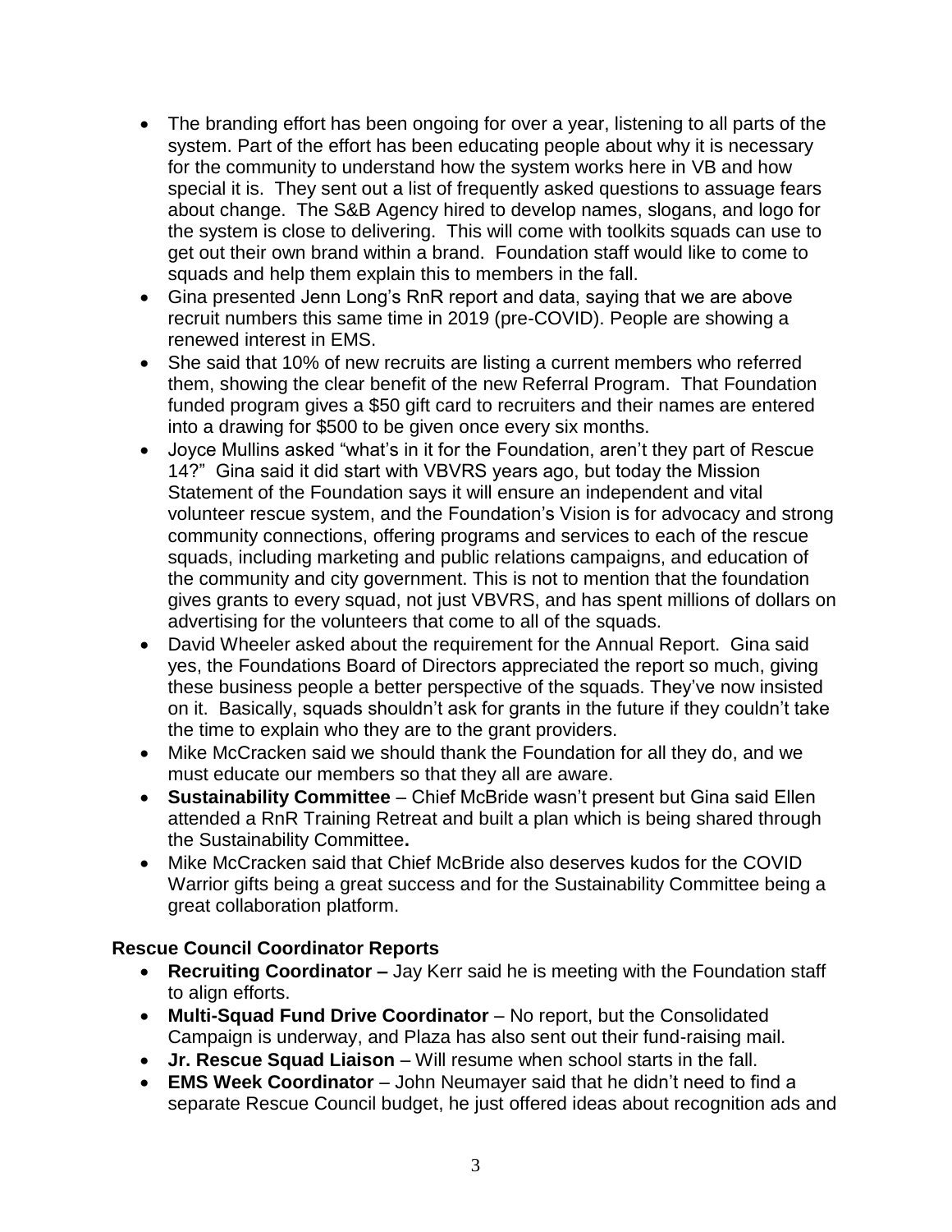- The branding effort has been ongoing for over a year, listening to all parts of the system. Part of the effort has been educating people about why it is necessary for the community to understand how the system works here in VB and how special it is. They sent out a list of frequently asked questions to assuage fears about change. The S&B Agency hired to develop names, slogans, and logo for the system is close to delivering. This will come with toolkits squads can use to get out their own brand within a brand. Foundation staff would like to come to squads and help them explain this to members in the fall.
- Gina presented Jenn Long's RnR report and data, saying that we are above recruit numbers this same time in 2019 (pre-COVID). People are showing a renewed interest in EMS.
- She said that 10% of new recruits are listing a current members who referred them, showing the clear benefit of the new Referral Program. That Foundation funded program gives a $50 gift card to recruiters and their names are entered into a drawing for $500 to be given once every six months.
- Joyce Mullins asked "what's in it for the Foundation, aren't they part of Rescue 14?" Gina said it did start with VBVRS years ago, but today the Mission Statement of the Foundation says it will ensure an independent and vital volunteer rescue system, and the Foundation's Vision is for advocacy and strong community connections, offering programs and services to each of the rescue squads, including marketing and public relations campaigns, and education of the community and city government. This is not to mention that the foundation gives grants to every squad, not just VBVRS, and has spent millions of dollars on advertising for the volunteers that come to all of the squads.
- David Wheeler asked about the requirement for the Annual Report. Gina said yes, the Foundations Board of Directors appreciated the report so much, giving these business people a better perspective of the squads. They've now insisted on it. Basically, squads shouldn't ask for grants in the future if they couldn't take the time to explain who they are to the grant providers.
- Mike McCracken said we should thank the Foundation for all they do, and we must educate our members so that they all are aware.
- **Sustainability Committee** – Chief McBride wasn't present but Gina said Ellen attended a RnR Training Retreat and built a plan which is being shared through the Sustainability Committee**.**
- Mike McCracken said that Chief McBride also deserves kudos for the COVID Warrior gifts being a great success and for the Sustainability Committee being a great collaboration platform.

**Rescue Council Coordinator Reports**

- **Recruiting Coordinator –** Jay Kerr said he is meeting with the Foundation staff to align efforts.
- **Multi-Squad Fund Drive Coordinator** – No report, but the Consolidated Campaign is underway, and Plaza has also sent out their fund-raising mail.
- **Jr. Rescue Squad Liaison** – Will resume when school starts in the fall.
- **EMS Week Coordinator** – John Neumayer said that he didn't need to find a separate Rescue Council budget, he just offered ideas about recognition ads and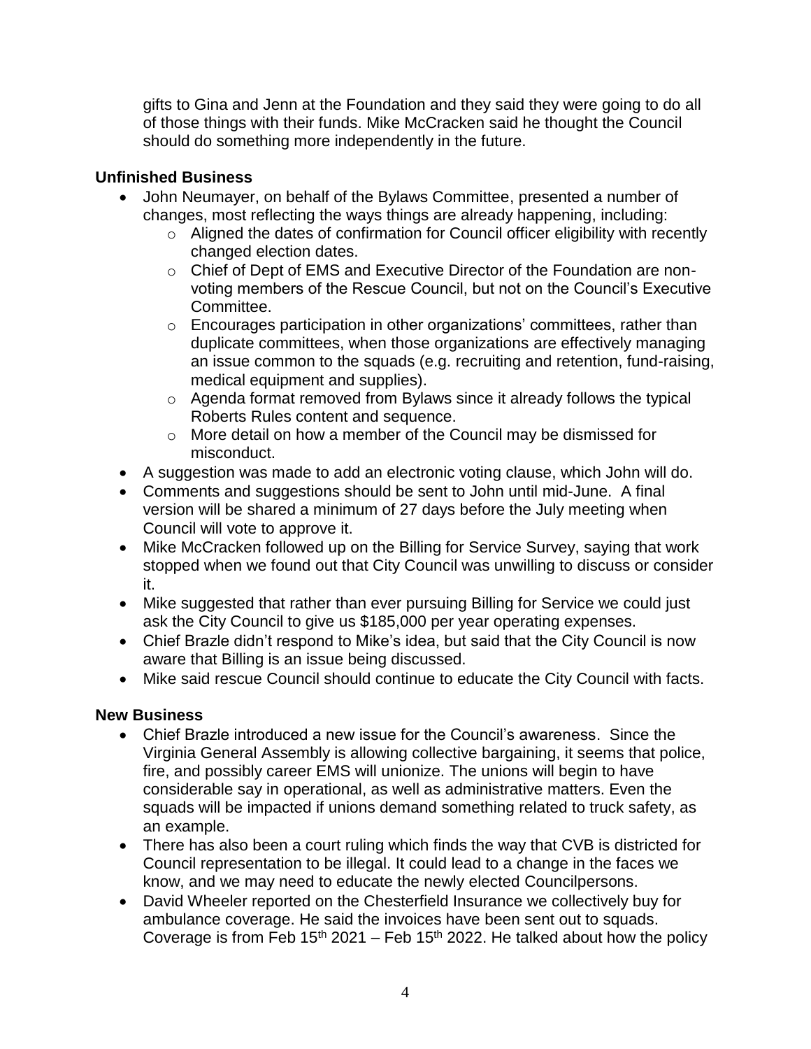gifts to Gina and Jenn at the Foundation and they said they were going to do all of those things with their funds. Mike McCracken said he thought the Council should do something more independently in the future.

### Unfinished Business

- John Neumayer, on behalf of the Bylaws Committee, presented a number of changes, most reflecting the ways things are already happening, including:
  - Aligned the dates of confirmation for Council officer eligibility with recently changed election dates.
  - Chief of Dept of EMS and Executive Director of the Foundation are non-voting members of the Rescue Council, but not on the Council's Executive Committee.
  - Encourages participation in other organizations' committees, rather than duplicate committees, when those organizations are effectively managing an issue common to the squads (e.g. recruiting and retention, fund-raising, medical equipment and supplies).
  - Agenda format removed from Bylaws since it already follows the typical Roberts Rules content and sequence.
  - More detail on how a member of the Council may be dismissed for misconduct.
- A suggestion was made to add an electronic voting clause, which John will do.
- Comments and suggestions should be sent to John until mid-June. A final version will be shared a minimum of 27 days before the July meeting when Council will vote to approve it.
- Mike McCracken followed up on the Billing for Service Survey, saying that work stopped when we found out that City Council was unwilling to discuss or consider it.
- Mike suggested that rather than ever pursuing Billing for Service we could just ask the City Council to give us $185,000 per year operating expenses.
- Chief Brazle didn't respond to Mike's idea, but said that the City Council is now aware that Billing is an issue being discussed.
- Mike said rescue Council should continue to educate the City Council with facts.

### New Business

- Chief Brazle introduced a new issue for the Council's awareness. Since the Virginia General Assembly is allowing collective bargaining, it seems that police, fire, and possibly career EMS will unionize. The unions will begin to have considerable say in operational, as well as administrative matters. Even the squads will be impacted if unions demand something related to truck safety, as an example.
- There has also been a court ruling which finds the way that CVB is districted for Council representation to be illegal. It could lead to a change in the faces we know, and we may need to educate the newly elected Councilpersons.
- David Wheeler reported on the Chesterfield Insurance we collectively buy for ambulance coverage. He said the invoices have been sent out to squads. Coverage is from Feb 15th 2021 – Feb 15th 2022. He talked about how the policy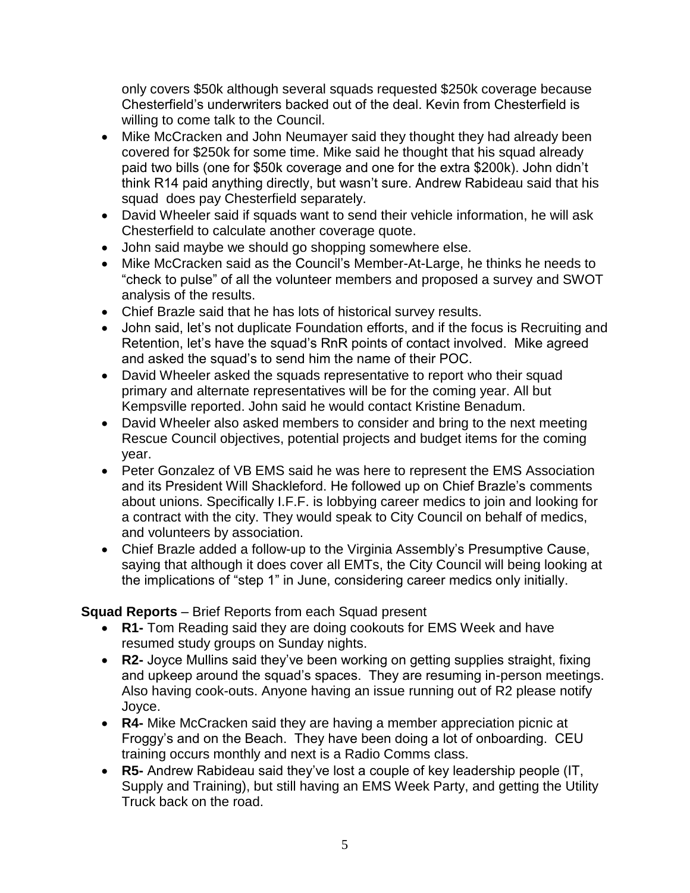only covers \$50k although several squads requested \$250k coverage because Chesterfield's underwriters backed out of the deal. Kevin from Chesterfield is willing to come talk to the Council.

- Mike McCracken and John Neumayer said they thought they had already been covered for \$250k for some time. Mike said he thought that his squad already paid two bills (one for \$50k coverage and one for the extra \$200k). John didn't think R14 paid anything directly, but wasn't sure. Andrew Rabideau said that his squad does pay Chesterfield separately.
- David Wheeler said if squads want to send their vehicle information, he will ask Chesterfield to calculate another coverage quote.
- John said maybe we should go shopping somewhere else.
- Mike McCracken said as the Council's Member-At-Large, he thinks he needs to "check to pulse" of all the volunteer members and proposed a survey and SWOT analysis of the results.
- Chief Brazle said that he has lots of historical survey results.
- John said, let's not duplicate Foundation efforts, and if the focus is Recruiting and Retention, let's have the squad's RnR points of contact involved. Mike agreed and asked the squad's to send him the name of their POC.
- David Wheeler asked the squads representative to report who their squad primary and alternate representatives will be for the coming year. All but Kempsville reported. John said he would contact Kristine Benadum.
- David Wheeler also asked members to consider and bring to the next meeting Rescue Council objectives, potential projects and budget items for the coming year.
- Peter Gonzalez of VB EMS said he was here to represent the EMS Association and its President Will Shackleford. He followed up on Chief Brazle's comments about unions. Specifically I.F.F. is lobbying career medics to join and looking for a contract with the city. They would speak to City Council on behalf of medics, and volunteers by association.
- Chief Brazle added a follow-up to the Virginia Assembly's Presumptive Cause, saying that although it does cover all EMTs, the City Council will being looking at the implications of "step 1" in June, considering career medics only initially.

**Squad Reports** – Brief Reports from each Squad present

- **R1-** Tom Reading said they are doing cookouts for EMS Week and have resumed study groups on Sunday nights.
- **R2-** Joyce Mullins said they've been working on getting supplies straight, fixing and upkeep around the squad's spaces. They are resuming in-person meetings. Also having cook-outs. Anyone having an issue running out of R2 please notify Joyce.
- **R4-** Mike McCracken said they are having a member appreciation picnic at Froggy's and on the Beach. They have been doing a lot of onboarding. CEU training occurs monthly and next is a Radio Comms class.
- **R5-** Andrew Rabideau said they've lost a couple of key leadership people (IT, Supply and Training), but still having an EMS Week Party, and getting the Utility Truck back on the road.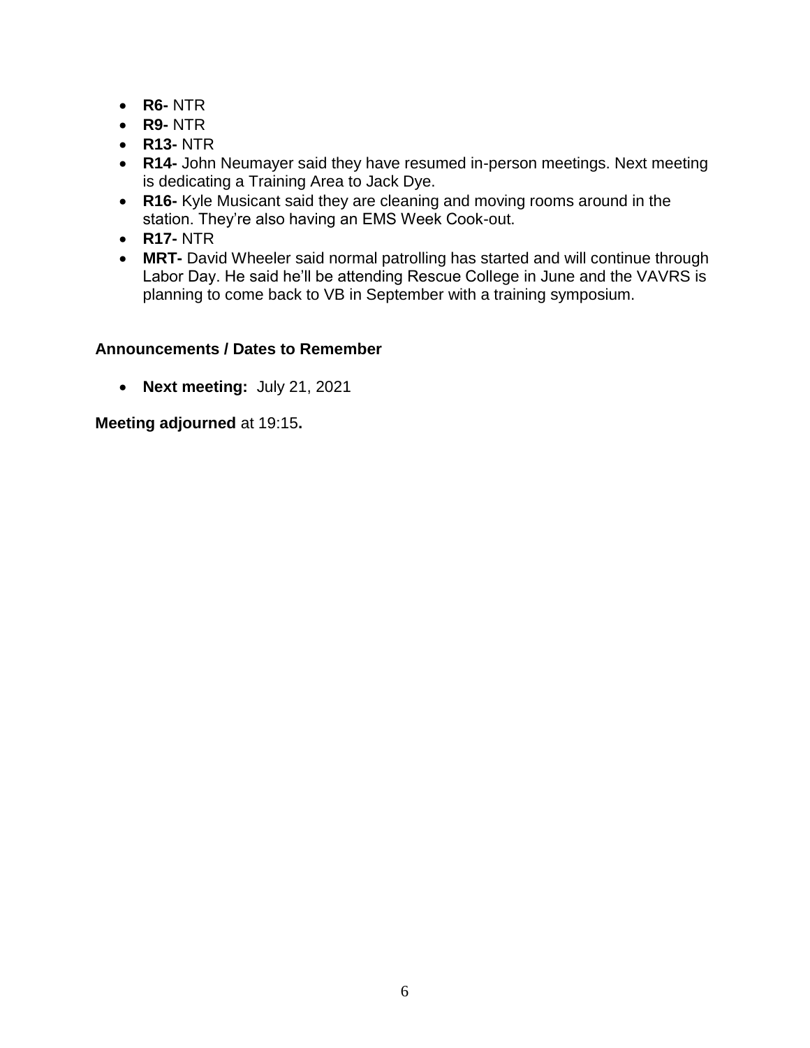- **R6-** NTR
- **R9-** NTR
- **R13-** NTR
- **R14-** John Neumayer said they have resumed in-person meetings. Next meeting is dedicating a Training Area to Jack Dye.
- **R16-** Kyle Musicant said they are cleaning and moving rooms around in the station. They're also having an EMS Week Cook-out.
- **R17-** NTR
- **MRT-** David Wheeler said normal patrolling has started and will continue through Labor Day. He said he'll be attending Rescue College in June and the VAVRS is planning to come back to VB in September with a training symposium.

**Announcements / Dates to Remember**

- **Next meeting:** July 21, 2021

**Meeting adjourned** at 19:15**.**